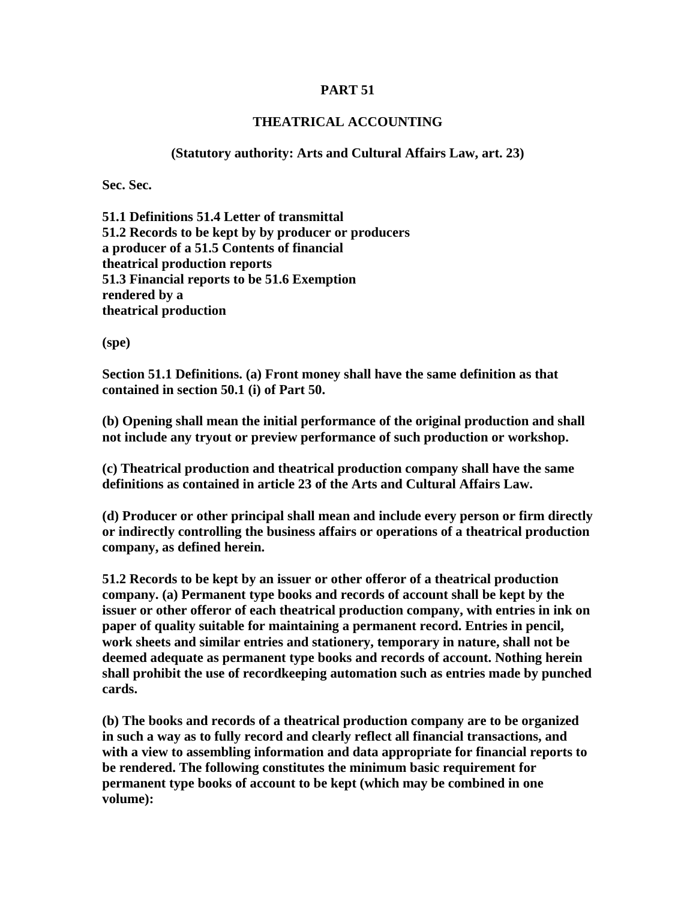# PART 51

## THEATRICAL ACCOUNTING

**(Statutory authority: Arts and Cultural Affairs Law, art. 23)**

**Sec. Sec.**

**51.1 Definitions 51.4 Letter of transmittal**
**51.2 Records to be kept by by producer or producers**
**a producer of a 51.5 Contents of financial**
**theatrical production reports**
**51.3 Financial reports to be 51.6 Exemption**
**rendered by a**
**theatrical production**

**(spe)**

**Section 51.1 Definitions. (a) Front money shall have the same definition as that contained in section 50.1 (i) of Part 50.**

**(b) Opening shall mean the initial performance of the original production and shall not include any tryout or preview performance of such production or workshop.**

**(c) Theatrical production and theatrical production company shall have the same definitions as contained in article 23 of the Arts and Cultural Affairs Law.**

**(d) Producer or other principal shall mean and include every person or firm directly or indirectly controlling the business affairs or operations of a theatrical production company, as defined herein.**

**51.2 Records to be kept by an issuer or other offeror of a theatrical production company. (a) Permanent type books and records of account shall be kept by the issuer or other offeror of each theatrical production company, with entries in ink on paper of quality suitable for maintaining a permanent record. Entries in pencil, work sheets and similar entries and stationery, temporary in nature, shall not be deemed adequate as permanent type books and records of account. Nothing herein shall prohibit the use of recordkeeping automation such as entries made by punched cards.**

**(b) The books and records of a theatrical production company are to be organized in such a way as to fully record and clearly reflect all financial transactions, and with a view to assembling information and data appropriate for financial reports to be rendered. The following constitutes the minimum basic requirement for permanent type books of account to be kept (which may be combined in one volume):**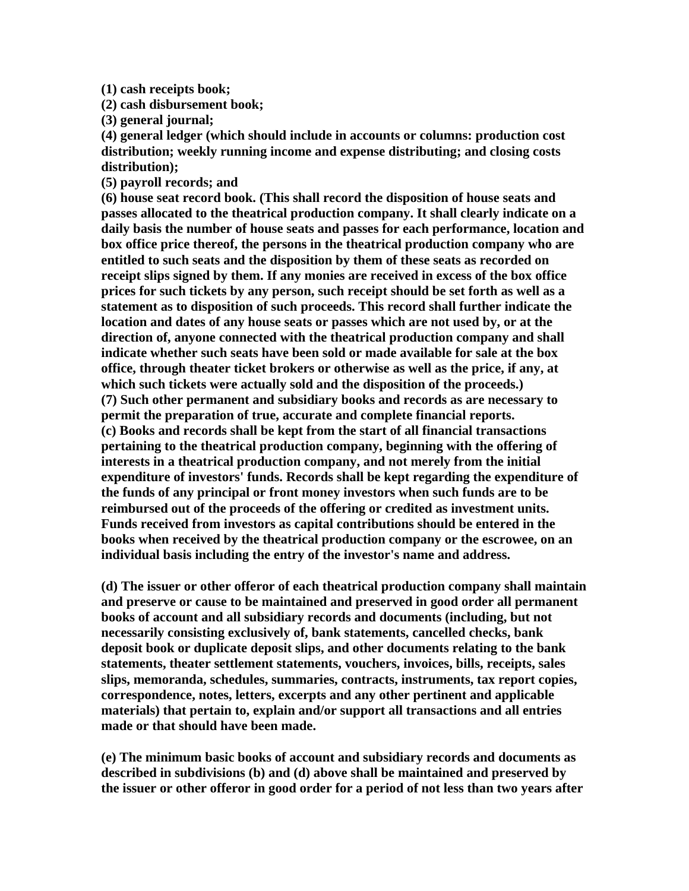**(1) cash receipts book;**
**(2) cash disbursement book;**
**(3) general journal;**
**(4) general ledger (which should include in accounts or columns: production cost distribution; weekly running income and expense distributing; and closing costs distribution);**
**(5) payroll records; and**
**(6) house seat record book. (This shall record the disposition of house seats and passes allocated to the theatrical production company. It shall clearly indicate on a daily basis the number of house seats and passes for each performance, location and box office price thereof, the persons in the theatrical production company who are entitled to such seats and the disposition by them of these seats as recorded on receipt slips signed by them. If any monies are received in excess of the box office prices for such tickets by any person, such receipt should be set forth as well as a statement as to disposition of such proceeds. This record shall further indicate the location and dates of any house seats or passes which are not used by, or at the direction of, anyone connected with the theatrical production company and shall indicate whether such seats have been sold or made available for sale at the box office, through theater ticket brokers or otherwise as well as the price, if any, at which such tickets were actually sold and the disposition of the proceeds.)**
**(7) Such other permanent and subsidiary books and records as are necessary to permit the preparation of true, accurate and complete financial reports.**
**(c) Books and records shall be kept from the start of all financial transactions pertaining to the theatrical production company, beginning with the offering of interests in a theatrical production company, and not merely from the initial expenditure of investors' funds. Records shall be kept regarding the expenditure of the funds of any principal or front money investors when such funds are to be reimbursed out of the proceeds of the offering or credited as investment units. Funds received from investors as capital contributions should be entered in the books when received by the theatrical production company or the escrowee, on an individual basis including the entry of the investor's name and address.**

**(d) The issuer or other offeror of each theatrical production company shall maintain and preserve or cause to be maintained and preserved in good order all permanent books of account and all subsidiary records and documents (including, but not necessarily consisting exclusively of, bank statements, cancelled checks, bank deposit book or duplicate deposit slips, and other documents relating to the bank statements, theater settlement statements, vouchers, invoices, bills, receipts, sales slips, memoranda, schedules, summaries, contracts, instruments, tax report copies, correspondence, notes, letters, excerpts and any other pertinent and applicable materials) that pertain to, explain and/or support all transactions and all entries made or that should have been made.**

**(e) The minimum basic books of account and subsidiary records and documents as described in subdivisions (b) and (d) above shall be maintained and preserved by the issuer or other offeror in good order for a period of not less than two years after**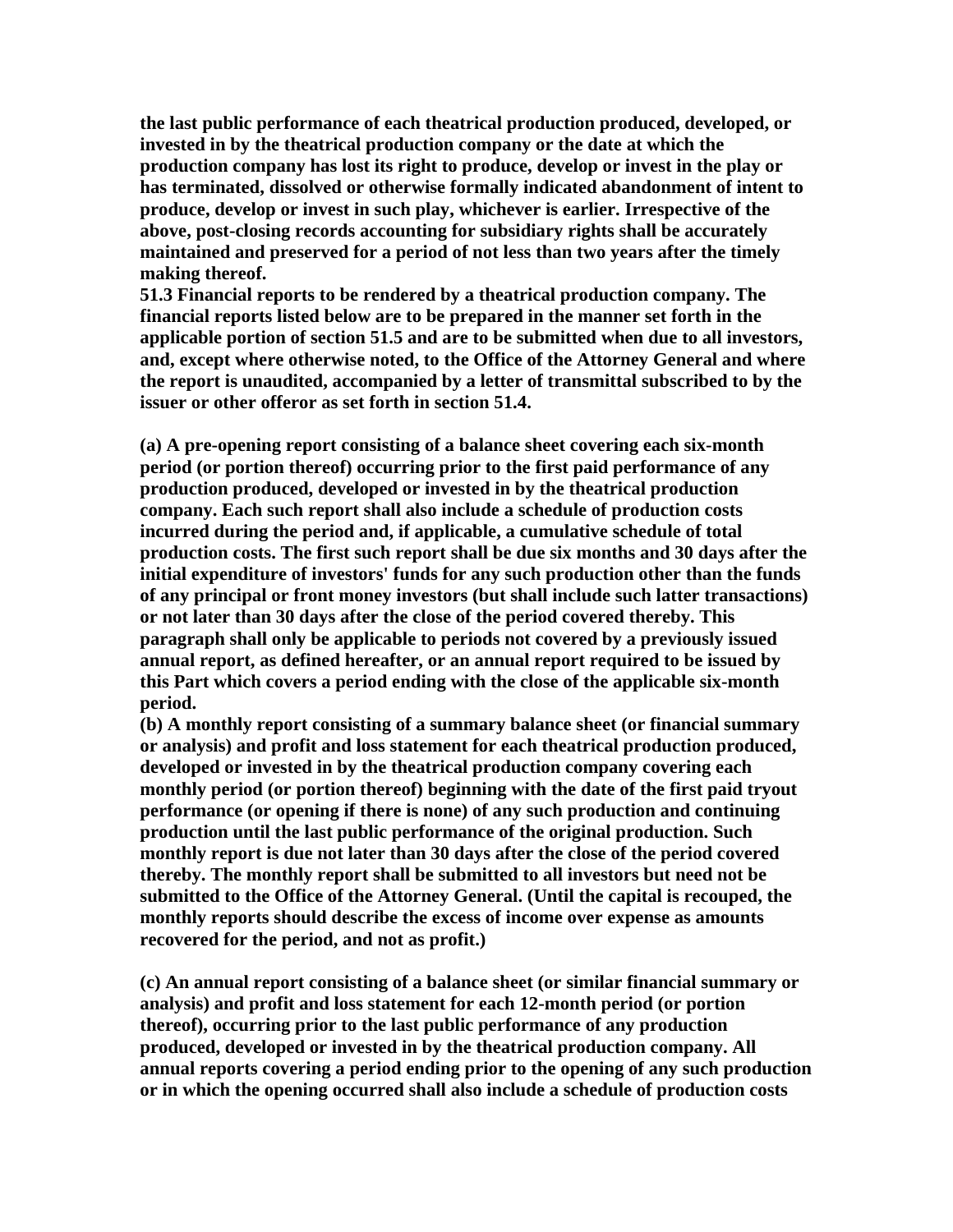**the last public performance of each theatrical production produced, developed, or invested in by the theatrical production company or the date at which the production company has lost its right to produce, develop or invest in the play or has terminated, dissolved or otherwise formally indicated abandonment of intent to produce, develop or invest in such play, whichever is earlier. Irrespective of the above, post-closing records accounting for subsidiary rights shall be accurately maintained and preserved for a period of not less than two years after the timely making thereof.**

**51.3 Financial reports to be rendered by a theatrical production company. The financial reports listed below are to be prepared in the manner set forth in the applicable portion of section 51.5 and are to be submitted when due to all investors, and, except where otherwise noted, to the Office of the Attorney General and where the report is unaudited, accompanied by a letter of transmittal subscribed to by the issuer or other offeror as set forth in section 51.4.**

**(a) A pre-opening report consisting of a balance sheet covering each six-month period (or portion thereof) occurring prior to the first paid performance of any production produced, developed or invested in by the theatrical production company. Each such report shall also include a schedule of production costs incurred during the period and, if applicable, a cumulative schedule of total production costs. The first such report shall be due six months and 30 days after the initial expenditure of investors' funds for any such production other than the funds of any principal or front money investors (but shall include such latter transactions) or not later than 30 days after the close of the period covered thereby. This paragraph shall only be applicable to periods not covered by a previously issued annual report, as defined hereafter, or an annual report required to be issued by this Part which covers a period ending with the close of the applicable six-month period.**

**(b) A monthly report consisting of a summary balance sheet (or financial summary or analysis) and profit and loss statement for each theatrical production produced, developed or invested in by the theatrical production company covering each monthly period (or portion thereof) beginning with the date of the first paid tryout performance (or opening if there is none) of any such production and continuing production until the last public performance of the original production. Such monthly report is due not later than 30 days after the close of the period covered thereby. The monthly report shall be submitted to all investors but need not be submitted to the Office of the Attorney General. (Until the capital is recouped, the monthly reports should describe the excess of income over expense as amounts recovered for the period, and not as profit.)**

**(c) An annual report consisting of a balance sheet (or similar financial summary or analysis) and profit and loss statement for each 12-month period (or portion thereof), occurring prior to the last public performance of any production produced, developed or invested in by the theatrical production company. All annual reports covering a period ending prior to the opening of any such production or in which the opening occurred shall also include a schedule of production costs**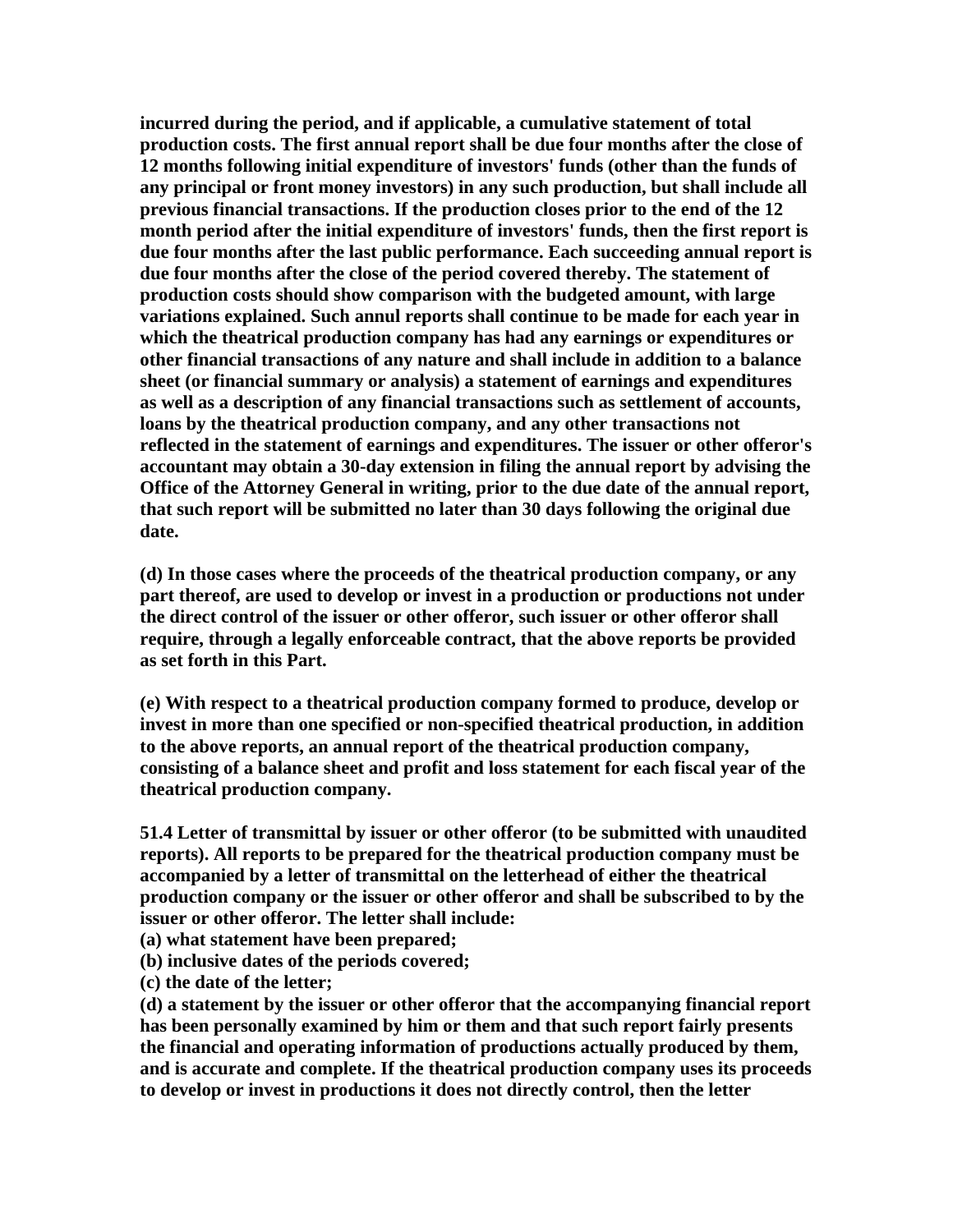**incurred during the period, and if applicable, a cumulative statement of total production costs. The first annual report shall be due four months after the close of 12 months following initial expenditure of investors' funds (other than the funds of any principal or front money investors) in any such production, but shall include all previous financial transactions. If the production closes prior to the end of the 12 month period after the initial expenditure of investors' funds, then the first report is due four months after the last public performance. Each succeeding annual report is due four months after the close of the period covered thereby. The statement of production costs should show comparison with the budgeted amount, with large variations explained. Such annul reports shall continue to be made for each year in which the theatrical production company has had any earnings or expenditures or other financial transactions of any nature and shall include in addition to a balance sheet (or financial summary or analysis) a statement of earnings and expenditures as well as a description of any financial transactions such as settlement of accounts, loans by the theatrical production company, and any other transactions not reflected in the statement of earnings and expenditures. The issuer or other offeror's accountant may obtain a 30-day extension in filing the annual report by advising the Office of the Attorney General in writing, prior to the due date of the annual report, that such report will be submitted no later than 30 days following the original due date.**

**(d) In those cases where the proceeds of the theatrical production company, or any part thereof, are used to develop or invest in a production or productions not under the direct control of the issuer or other offeror, such issuer or other offeror shall require, through a legally enforceable contract, that the above reports be provided as set forth in this Part.**

**(e) With respect to a theatrical production company formed to produce, develop or invest in more than one specified or non-specified theatrical production, in addition to the above reports, an annual report of the theatrical production company, consisting of a balance sheet and profit and loss statement for each fiscal year of the theatrical production company.**

**51.4 Letter of transmittal by issuer or other offeror (to be submitted with unaudited reports). All reports to be prepared for the theatrical production company must be accompanied by a letter of transmittal on the letterhead of either the theatrical production company or the issuer or other offeror and shall be subscribed to by the issuer or other offeror. The letter shall include:**
**(a) what statement have been prepared;**
**(b) inclusive dates of the periods covered;**
**(c) the date of the letter;**
**(d) a statement by the issuer or other offeror that the accompanying financial report has been personally examined by him or them and that such report fairly presents the financial and operating information of productions actually produced by them, and is accurate and complete. If the theatrical production company uses its proceeds to develop or invest in productions it does not directly control, then the letter**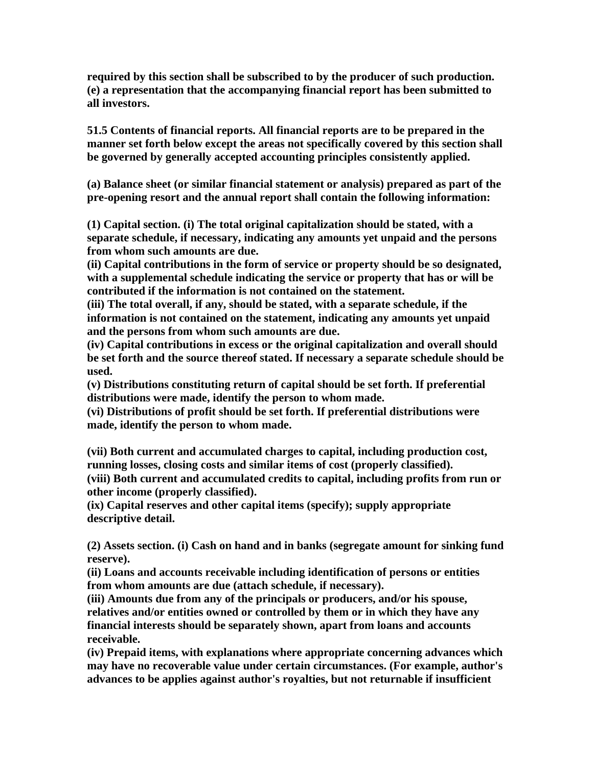**required by this section shall be subscribed to by the producer of such production.**
**(e) a representation that the accompanying financial report has been submitted to all investors.**

**51.5 Contents of financial reports. All financial reports are to be prepared in the manner set forth below except the areas not specifically covered by this section shall be governed by generally accepted accounting principles consistently applied.**

**(a) Balance sheet (or similar financial statement or analysis) prepared as part of the pre-opening resort and the annual report shall contain the following information:**

**(1) Capital section. (i) The total original capitalization should be stated, with a separate schedule, if necessary, indicating any amounts yet unpaid and the persons from whom such amounts are due.**
**(ii) Capital contributions in the form of service or property should be so designated, with a supplemental schedule indicating the service or property that has or will be contributed if the information is not contained on the statement.**
**(iii) The total overall, if any, should be stated, with a separate schedule, if the information is not contained on the statement, indicating any amounts yet unpaid and the persons from whom such amounts are due.**
**(iv) Capital contributions in excess or the original capitalization and overall should be set forth and the source thereof stated. If necessary a separate schedule should be used.**
**(v) Distributions constituting return of capital should be set forth. If preferential distributions were made, identify the person to whom made.**
**(vi) Distributions of profit should be set forth. If preferential distributions were made, identify the person to whom made.**

**(vii) Both current and accumulated charges to capital, including production cost, running losses, closing costs and similar items of cost (properly classified).**
**(viii) Both current and accumulated credits to capital, including profits from run or other income (properly classified).**
**(ix) Capital reserves and other capital items (specify); supply appropriate descriptive detail.**

**(2) Assets section. (i) Cash on hand and in banks (segregate amount for sinking fund reserve).**
**(ii) Loans and accounts receivable including identification of persons or entities from whom amounts are due (attach schedule, if necessary).**
**(iii) Amounts due from any of the principals or producers, and/or his spouse, relatives and/or entities owned or controlled by them or in which they have any financial interests should be separately shown, apart from loans and accounts receivable.**
**(iv) Prepaid items, with explanations where appropriate concerning advances which may have no recoverable value under certain circumstances. (For example, author's advances to be applies against author's royalties, but not returnable if insufficient**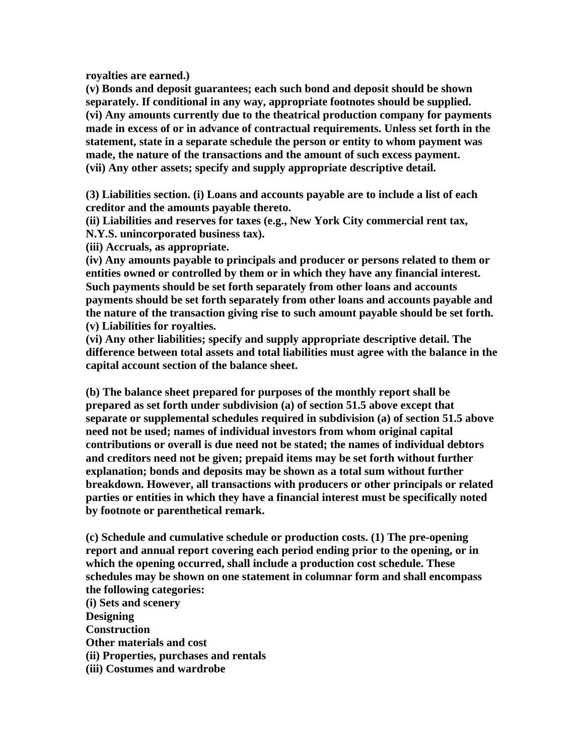**royalties are earned.)**
**(v) Bonds and deposit guarantees; each such bond and deposit should be shown separately. If conditional in any way, appropriate footnotes should be supplied.**
**(vi) Any amounts currently due to the theatrical production company for payments made in excess of or in advance of contractual requirements. Unless set forth in the statement, state in a separate schedule the person or entity to whom payment was made, the nature of the transactions and the amount of such excess payment.**
**(vii) Any other assets; specify and supply appropriate descriptive detail.**

**(3) Liabilities section. (i) Loans and accounts payable are to include a list of each creditor and the amounts payable thereto.**
**(ii) Liabilities and reserves for taxes (e.g., New York City commercial rent tax, N.Y.S. unincorporated business tax).**
**(iii) Accruals, as appropriate.**
**(iv) Any amounts payable to principals and producer or persons related to them or entities owned or controlled by them or in which they have any financial interest. Such payments should be set forth separately from other loans and accounts payments should be set forth separately from other loans and accounts payable and the nature of the transaction giving rise to such amount payable should be set forth.**
**(v) Liabilities for royalties.**
**(vi) Any other liabilities; specify and supply appropriate descriptive detail. The difference between total assets and total liabilities must agree with the balance in the capital account section of the balance sheet.**

**(b) The balance sheet prepared for purposes of the monthly report shall be prepared as set forth under subdivision (a) of section 51.5 above except that separate or supplemental schedules required in subdivision (a) of section 51.5 above need not be used; names of individual investors from whom original capital contributions or overall is due need not be stated; the names of individual debtors and creditors need not be given; prepaid items may be set forth without further explanation; bonds and deposits may be shown as a total sum without further breakdown. However, all transactions with producers or other principals or related parties or entities in which they have a financial interest must be specifically noted by footnote or parenthetical remark.**

**(c) Schedule and cumulative schedule or production costs. (1) The pre-opening report and annual report covering each period ending prior to the opening, or in which the opening occurred, shall include a production cost schedule. These schedules may be shown on one statement in columnar form and shall encompass the following categories:**
**(i) Sets and scenery**
**Designing**
**Construction**
**Other materials and cost**
**(ii) Properties, purchases and rentals**
**(iii) Costumes and wardrobe**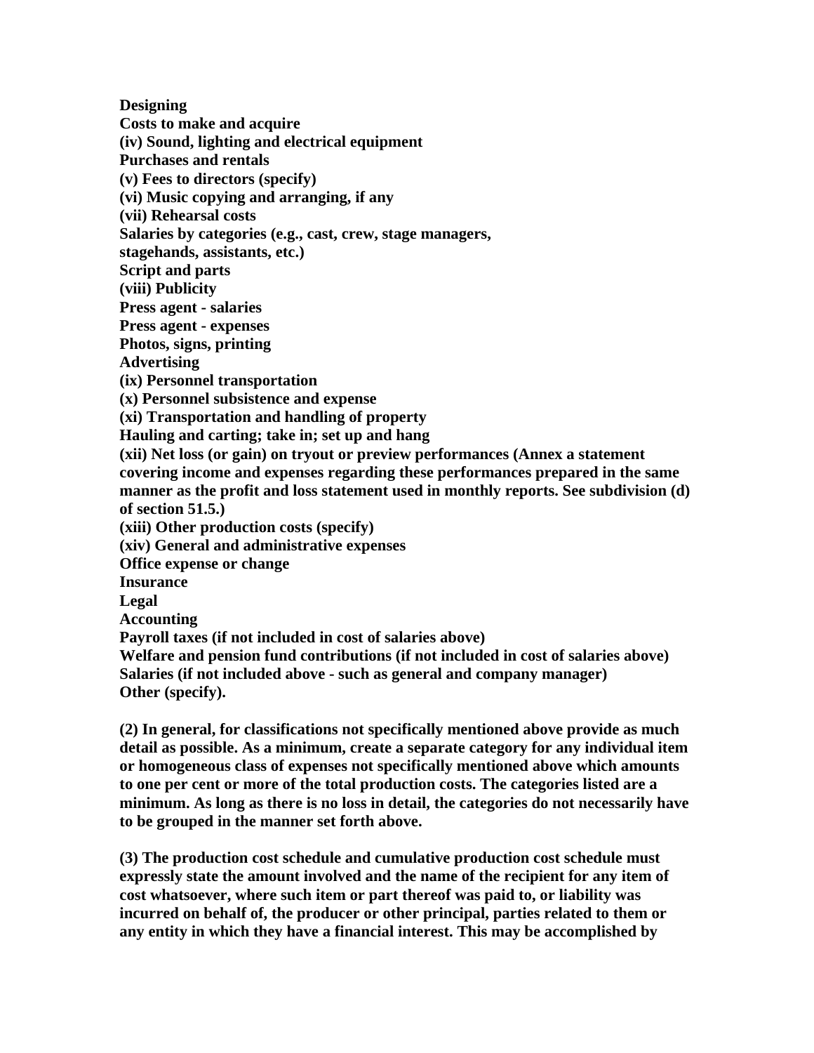**Designing**
**Costs to make and acquire**
**(iv) Sound, lighting and electrical equipment**
**Purchases and rentals**
**(v) Fees to directors (specify)**
**(vi) Music copying and arranging, if any**
**(vii) Rehearsal costs**
**Salaries by categories (e.g., cast, crew, stage managers, stagehands, assistants, etc.)**
**Script and parts**
**(viii) Publicity**
**Press agent - salaries**
**Press agent - expenses**
**Photos, signs, printing**
**Advertising**
**(ix) Personnel transportation**
**(x) Personnel subsistence and expense**
**(xi) Transportation and handling of property**
**Hauling and carting; take in; set up and hang**
**(xii) Net loss (or gain) on tryout or preview performances (Annex a statement covering income and expenses regarding these performances prepared in the same manner as the profit and loss statement used in monthly reports. See subdivision (d) of section 51.5.)**
**(xiii) Other production costs (specify)**
**(xiv) General and administrative expenses**
**Office expense or change**
**Insurance**
**Legal**
**Accounting**
**Payroll taxes (if not included in cost of salaries above)**
**Welfare and pension fund contributions (if not included in cost of salaries above)**
**Salaries (if not included above - such as general and company manager)**
**Other (specify).**

**(2) In general, for classifications not specifically mentioned above provide as much detail as possible. As a minimum, create a separate category for any individual item or homogeneous class of expenses not specifically mentioned above which amounts to one per cent or more of the total production costs. The categories listed are a minimum. As long as there is no loss in detail, the categories do not necessarily have to be grouped in the manner set forth above.**

**(3) The production cost schedule and cumulative production cost schedule must expressly state the amount involved and the name of the recipient for any item of cost whatsoever, where such item or part thereof was paid to, or liability was incurred on behalf of, the producer or other principal, parties related to them or any entity in which they have a financial interest. This may be accomplished by**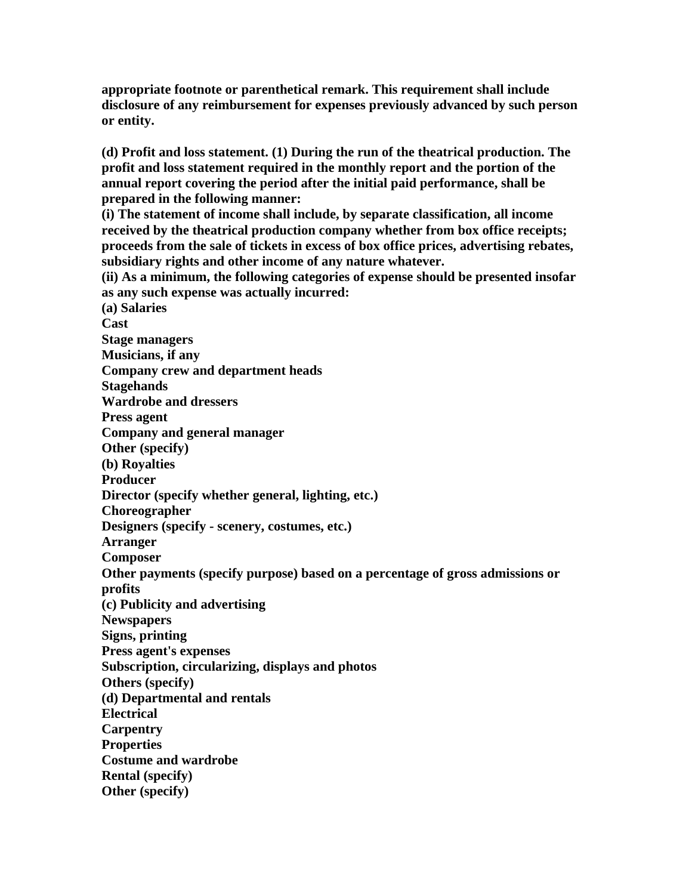**appropriate footnote or parenthetical remark. This requirement shall include disclosure of any reimbursement for expenses previously advanced by such person or entity.**

**(d) Profit and loss statement. (1) During the run of the theatrical production. The profit and loss statement required in the monthly report and the portion of the annual report covering the period after the initial paid performance, shall be prepared in the following manner:**
**(i) The statement of income shall include, by separate classification, all income received by the theatrical production company whether from box office receipts; proceeds from the sale of tickets in excess of box office prices, advertising rebates, subsidiary rights and other income of any nature whatever.**
**(ii) As a minimum, the following categories of expense should be presented insofar as any such expense was actually incurred:**
**(a) Salaries**
**Cast**
**Stage managers**
**Musicians, if any**
**Company crew and department heads**
**Stagehands**
**Wardrobe and dressers**
**Press agent**
**Company and general manager**
**Other (specify)**
**(b) Royalties**
**Producer**
**Director (specify whether general, lighting, etc.)**
**Choreographer**
**Designers (specify - scenery, costumes, etc.)**
**Arranger**
**Composer**
**Other payments (specify purpose) based on a percentage of gross admissions or profits**
**(c) Publicity and advertising**
**Newspapers**
**Signs, printing**
**Press agent's expenses**
**Subscription, circularizing, displays and photos**
**Others (specify)**
**(d) Departmental and rentals**
**Electrical**
**Carpentry**
**Properties**
**Costume and wardrobe**
**Rental (specify)**
**Other (specify)**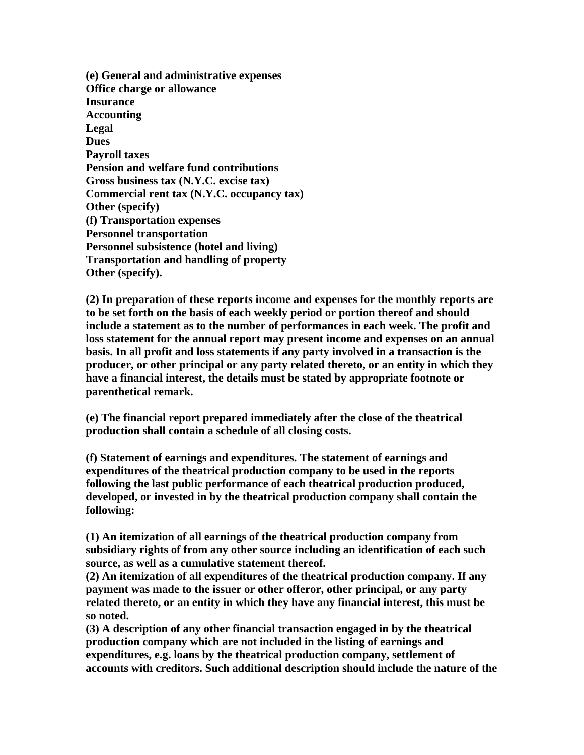**(e) General and administrative expenses**
**Office charge or allowance**
**Insurance**
**Accounting**
**Legal**
**Dues**
**Payroll taxes**
**Pension and welfare fund contributions**
**Gross business tax (N.Y.C. excise tax)**
**Commercial rent tax (N.Y.C. occupancy tax)**
**Other (specify)**
**(f) Transportation expenses**
**Personnel transportation**
**Personnel subsistence (hotel and living)**
**Transportation and handling of property**
**Other (specify).**

**(2) In preparation of these reports income and expenses for the monthly reports are to be set forth on the basis of each weekly period or portion thereof and should include a statement as to the number of performances in each week. The profit and loss statement for the annual report may present income and expenses on an annual basis. In all profit and loss statements if any party involved in a transaction is the producer, or other principal or any party related thereto, or an entity in which they have a financial interest, the details must be stated by appropriate footnote or parenthetical remark.**

**(e) The financial report prepared immediately after the close of the theatrical production shall contain a schedule of all closing costs.**

**(f) Statement of earnings and expenditures. The statement of earnings and expenditures of the theatrical production company to be used in the reports following the last public performance of each theatrical production produced, developed, or invested in by the theatrical production company shall contain the following:**

**(1) An itemization of all earnings of the theatrical production company from subsidiary rights of from any other source including an identification of each such source, as well as a cumulative statement thereof.**
**(2) An itemization of all expenditures of the theatrical production company. If any payment was made to the issuer or other offeror, other principal, or any party related thereto, or an entity in which they have any financial interest, this must be so noted.**
**(3) A description of any other financial transaction engaged in by the theatrical production company which are not included in the listing of earnings and expenditures, e.g. loans by the theatrical production company, settlement of accounts with creditors. Such additional description should include the nature of the**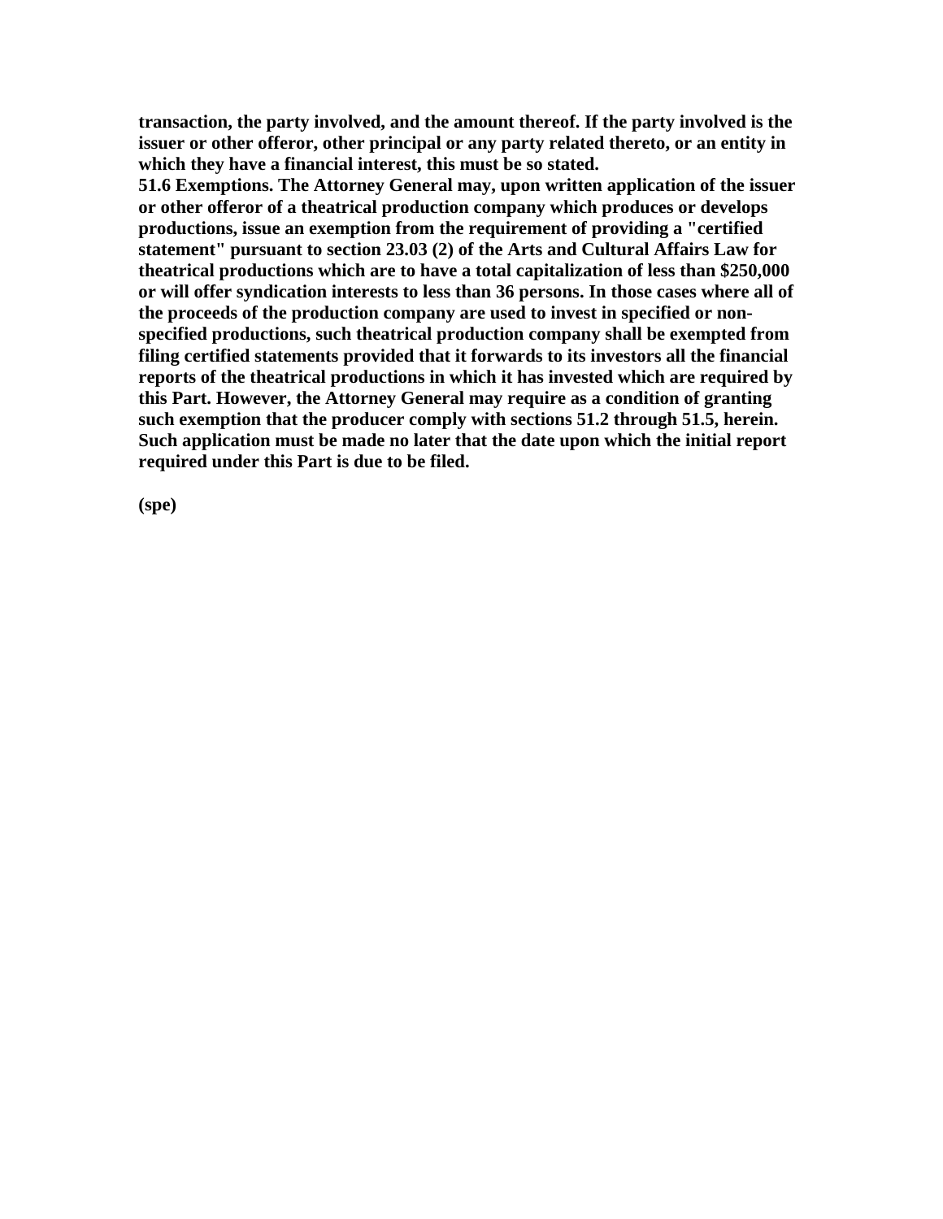**transaction, the party involved, and the amount thereof. If the party involved is the issuer or other offeror, other principal or any party related thereto, or an entity in which they have a financial interest, this must be so stated.**

**51.6 Exemptions. The Attorney General may, upon written application of the issuer or other offeror of a theatrical production company which produces or develops productions, issue an exemption from the requirement of providing a "certified statement" pursuant to section 23.03 (2) of the Arts and Cultural Affairs Law for theatrical productions which are to have a total capitalization of less than $250,000 or will offer syndication interests to less than 36 persons. In those cases where all of the proceeds of the production company are used to invest in specified or non-specified productions, such theatrical production company shall be exempted from filing certified statements provided that it forwards to its investors all the financial reports of the theatrical productions in which it has invested which are required by this Part. However, the Attorney General may require as a condition of granting such exemption that the producer comply with sections 51.2 through 51.5, herein. Such application must be made no later that the date upon which the initial report required under this Part is due to be filed.**

**(spe)**